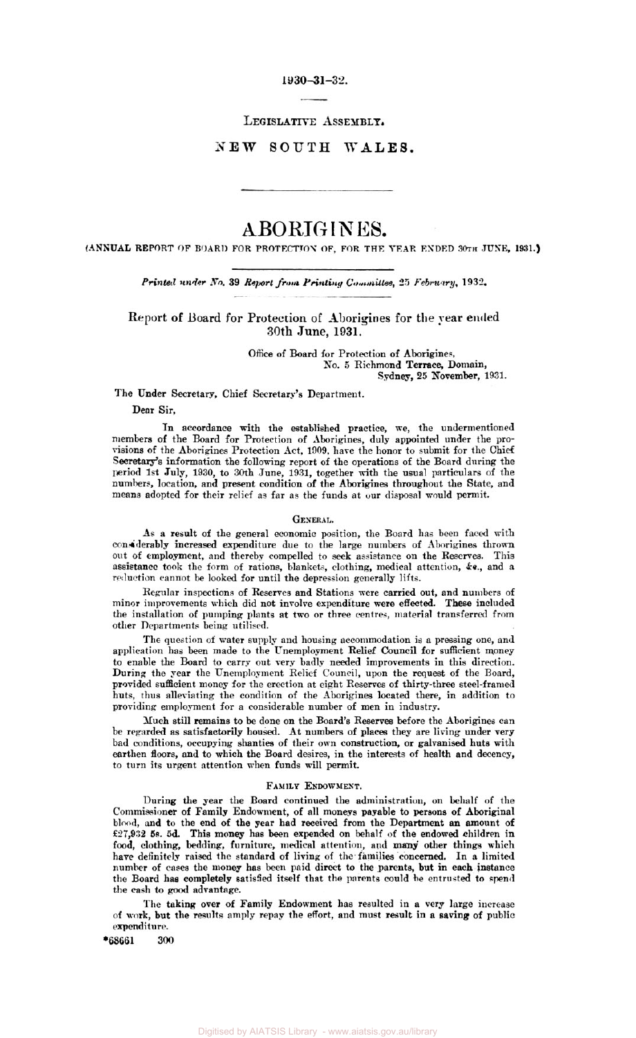1930–31–32.

LEGISLATIVE ASSEMBLY.

NEW SOUTH WALES.

# ABORIGINES.

(ANNUAL REPORT OF BOARD FOR PROTECTION OF, FOR THE YEAR ENDED 30TH JUNE, 1931.)

*Printed under No. 39 Report from Printing Committee, 25 February, 1932.*

## Report of Board for Protection of Aborigines for the year ended 30th June, 1931.

Office of Board for Protection of Aborigines,
No. 5 Richmond Terrace, Domain,
Sydney, 25 November, 1931.

The Under Secretary, Chief Secretary's Department.

Dear Sir,

In accordance with the established practice, we, the undermentioned members of the Board for Protection of Aborigines, duly appointed under the provisions of the Aborigines Protection Act, 1909, have the honor to submit for the Chief Secretary's information the following report of the operations of the Board during the period 1st July, 1930, to 30th June, 1931, together with the usual particulars of the numbers, location, and present condition of the Aborigines throughout the State, and means adopted for their relief as far as the funds at our disposal would permit.

### GENERAL.

As a result of the general economic position, the Board has been faced with considerably increased expenditure due to the large numbers of Aborigines thrown out of employment, and thereby compelled to seek assistance on the Reserves. This assistance took the form of rations, blankets, clothing, medical attention, &c., and a reduction cannot be looked for until the depression generally lifts.

Regular inspections of Reserves and Stations were carried out, and numbers of minor improvements which did not involve expenditure were effected. These included the installation of pumping plants at two or three centres, material transferred from other Departments being utilised.

The question of water supply and housing accommodation is a pressing one, and application has been made to the Unemployment Relief Council for sufficient money to enable the Board to carry out very badly needed improvements in this direction. During the year the Unemployment Relief Council, upon the request of the Board, provided sufficient money for the erection at eight Reserves of thirty-three steel-framed huts, thus alleviating the condition of the Aborigines located there, in addition to providing employment for a considerable number of men in industry.

Much still remains to be done on the Board's Reserves before the Aborigines can be regarded as satisfactorily housed. At numbers of places they are living under very bad conditions, occupying shanties of their own construction, or galvanised huts with earthen floors, and to which the Board desires, in the interests of health and decency, to turn its urgent attention when funds will permit.

### FAMILY ENDOWMENT.

During the year the Board continued the administration, on behalf of the Commissioner of Family Endowment, of all moneys payable to persons of Aboriginal blood, and to the end of the year had received from the Department an amount of £27,932 5s. 5d. This money has been expended on behalf of the endowed children in food, clothing, bedding, furniture, medical attention, and many other things which have definitely raised the standard of living of the families concerned. In a limited number of cases the money has been paid direct to the parents, but in each instance the Board has completely satisfied itself that the parents could be entrusted to spend the cash to good advantage.

The taking over of Family Endowment has resulted in a very large increase of work, but the results amply repay the effort, and must result in a saving of public expenditure.

*68661 300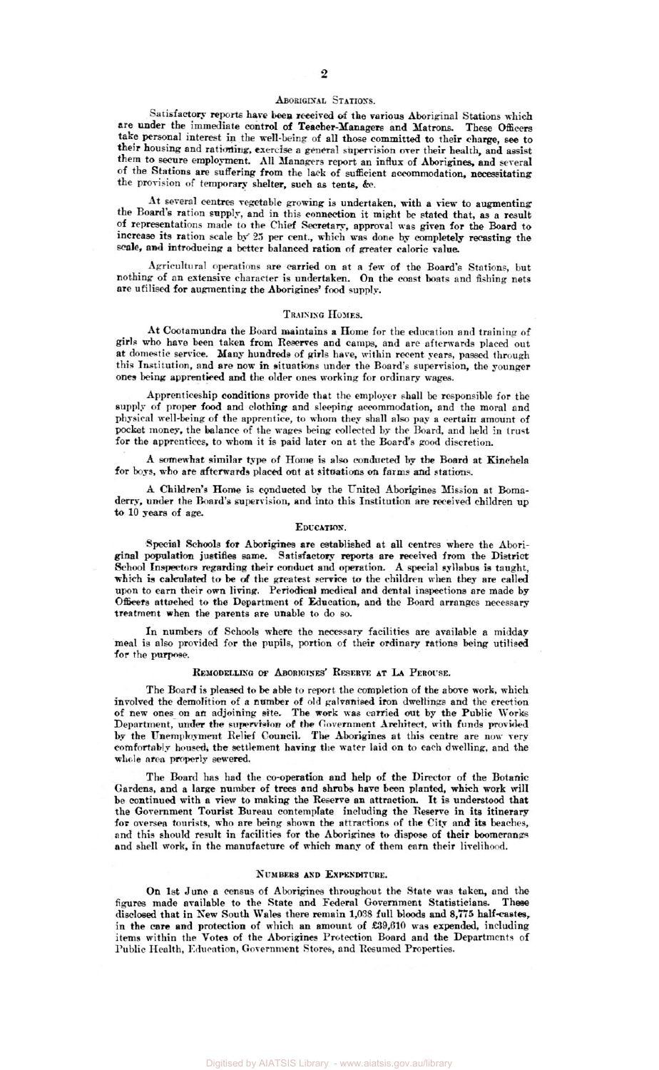## Aboriginal Stations.

Satisfactory reports have been received of the various Aboriginal Stations which are under the immediate control of Teacher-Managers and Matrons. These Officers take personal interest in the well-being of all those committed to their charge, see to their housing and rationing, exercise a general supervision over their health, and assist them to secure employment. All Managers report an influx of Aborigines, and several of the Stations are suffering from the lack of sufficient accommodation, necessitating the provision of temporary shelter, such as tents, &c.

At several centres vegetable growing is undertaken, with a view to augmenting the Board's ration supply, and in this connection it might be stated that, as a result of representations made to the Chief Secretary, approval was given for the Board to increase its ration scale by 25 per cent., which was done by completely recasting the scale, and introducing a better balanced ration of greater caloric value.

Agricultural operations are carried on at a few of the Board's Stations, but nothing of an extensive character is undertaken. On the coast boats and fishing nets are utilised for augmenting the Aborigines' food supply.

## Training Homes.

At Cootamundra the Board maintains a Home for the education and training of girls who have been taken from Reserves and camps, and are afterwards placed out at domestic service. Many hundreds of girls have, within recent years, passed through this Institution, and are now in situations under the Board's supervision, the younger ones being apprenticed and the older ones working for ordinary wages.

Apprenticeship conditions provide that the employer shall be responsible for the supply of proper food and clothing and sleeping accommodation, and the moral and physical well-being of the apprentice, to whom they shall also pay a certain amount of pocket money, the balance of the wages being collected by the Board, and held in trust for the apprentices, to whom it is paid later on at the Board's good discretion.

A somewhat similar type of Home is also conducted by the Board at Kinchela for boys, who are afterwards placed out at situations on farms and stations.

A Children's Home is conducted by the United Aborigines Mission at Bomaderry, under the Board's supervision, and into this Institution are received children up to 10 years of age.

## Education.

Special Schools for Aborigines are established at all centres where the Aboriginal population justifies same. Satisfactory reports are received from the District School Inspectors regarding their conduct and operation. A special syllabus is taught, which is calculated to be of the greatest service to the children when they are called upon to earn their own living. Periodical medical and dental inspections are made by Officers attached to the Department of Education, and the Board arranges necessary treatment when the parents are unable to do so.

In numbers of Schools where the necessary facilities are available a midday meal is also provided for the pupils, portion of their ordinary rations being utilised for the purpose.

## Remodelling of Aborigines' Reserve at La Perouse.

The Board is pleased to be able to report the completion of the above work, which involved the demolition of a number of old galvanised iron dwellings and the erection of new ones on an adjoining site. The work was carried out by the Public Works Department, under the supervision of the Government Architect, with funds provided by the Unemployment Relief Council. The Aborigines at this centre are now very comfortably housed, the settlement having the water laid on to each dwelling, and the whole area properly sewered.

The Board has had the co-operation and help of the Director of the Botanic Gardens, and a large number of trees and shrubs have been planted, which work will be continued with a view to making the Reserve an attraction. It is understood that the Government Tourist Bureau contemplate including the Reserve in its itinerary for oversea tourists, who are being shown the attractions of the City and its beaches, and this should result in facilities for the Aborigines to dispose of their boomerangs and shell work, in the manufacture of which many of them earn their livelihood.

## Numbers and Expenditure.

On 1st June a census of Aborigines throughout the State was taken, and the figures made available to the State and Federal Government Statisticians. These disclosed that in New South Wales there remain 1,038 full bloods and 8,775 half-castes, in the care and protection of which an amount of £39,610 was expended, including items within the Votes of the Aborigines Protection Board and the Departments of Public Health, Education, Government Stores, and Resumed Properties.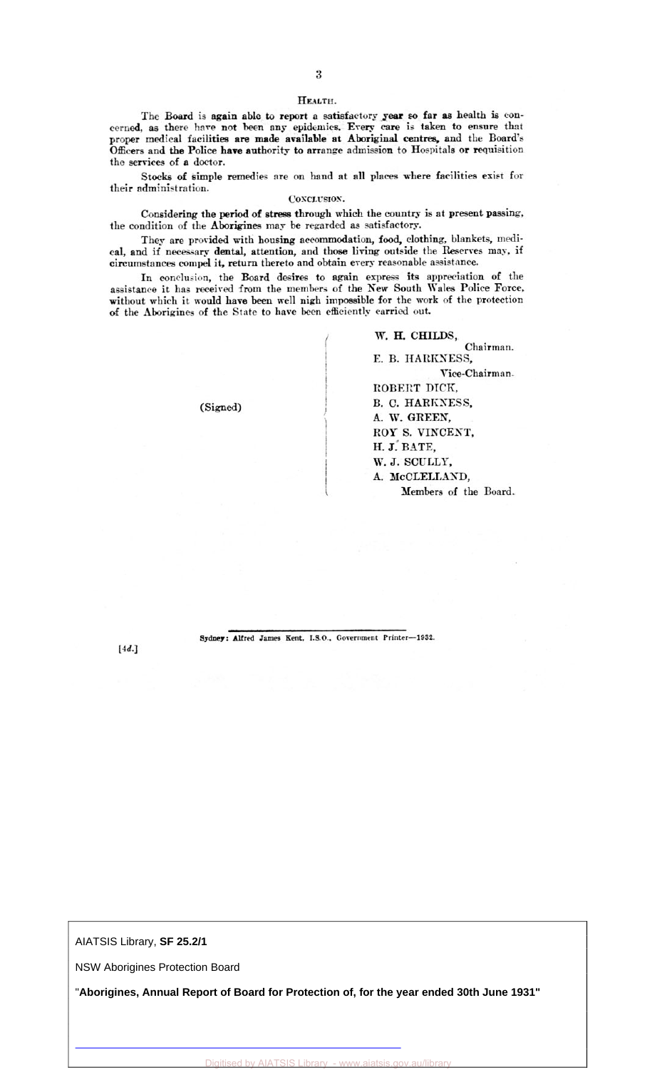### HEALTH.

The Board is again able to report a satisfactory year so far as health is concerned, as there have not been any epidemics. Every care is taken to ensure that proper medical facilities are made available at Aboriginal centres, and the Board's Officers and the Police have authority to arrange admission to Hospitals or requisition the services of a doctor.

Stocks of simple remedies are on hand at all places where facilities exist for their administration.

### CONCLUSION.

Considering the period of stress through which the country is at present passing, the condition of the Aborigines may be regarded as satisfactory.

They are provided with housing accommodation, food, clothing, blankets, medical, and if necessary dental, attention, and those living outside the Reserves may, if circumstances compel it, return thereto and obtain every reasonable assistance.

In conclusion, the Board desires to again express its appreciation of the assistance it has received from the members of the New South Wales Police Force, without which it would have been well nigh impossible for the work of the protection of the Aborigines of the State to have been efficiently carried out.

(Signed)

W. H. CHILDS,
Chairman.
E. B. HARKNESS,
Vice-Chairman.
ROBERT DICK,
B. C. HARKNESS,
A. W. GREEN,
ROY S. VINCENT,
H. J. BATE,
W. J. SCULLY,
A. McCLELLAND,
Members of the Board.

[4*d*.]

Sydney: Alfred James Kent, I.S.O., Government Printer—1932.

AIATSIS Library, **SF 25.2/1**

NSW Aborigines Protection Board

"**Aborigines, Annual Report of Board for Protection of, for the year ended 30th June 1931"**

Digitised by AIATSIS Library - www.aiatsis.gov.au/library